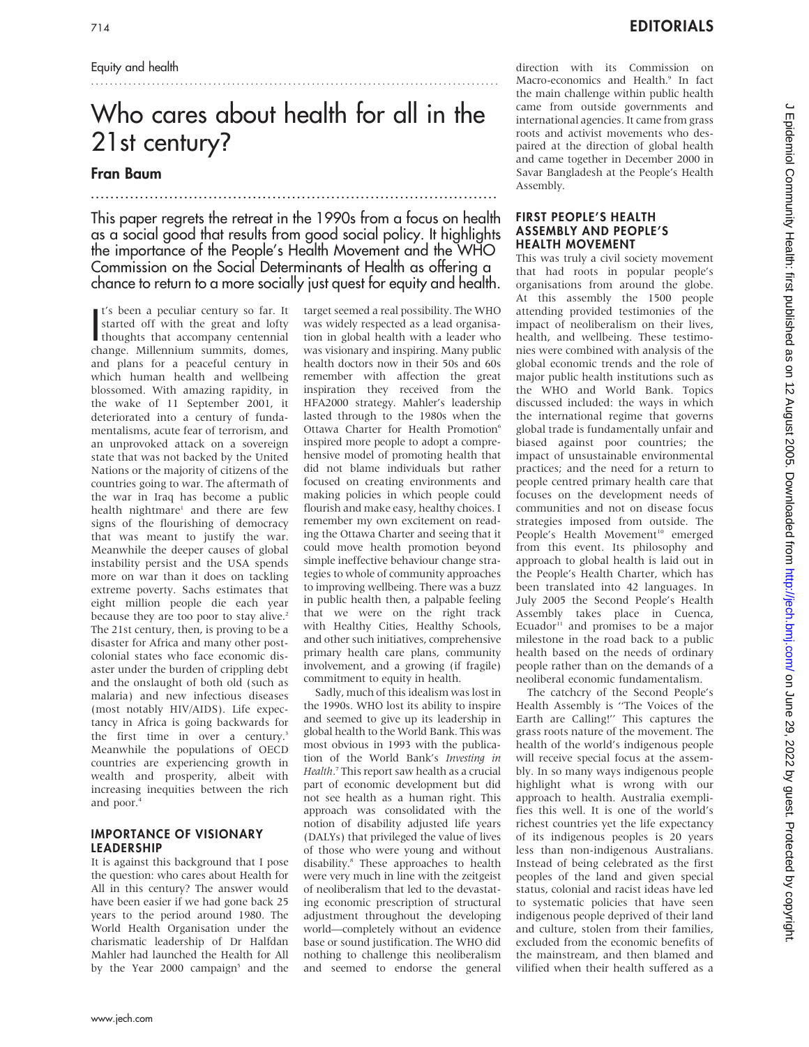Equity and health

# Who cares about health for all in the 21st century?

## Fran Baum

This paper regrets the retreat in the 1990s from a focus on health as a social good that results from good social policy. It highlights the importance of the People's Health Movement and the WHO Commission on the Social Determinants of Health as offering a chance to return to a more socially just quest for equity and health.

It's been a peculiar century so far. It started off with the great and lofty thoughts that accompany centennial change. Millennium summits, domes, and plans for a peaceful century in which human health and wellbeing blossomed. With amazing rapidity, in the wake of 11 September 2001, it deteriorated into a century of fundamentalisms, acute fear of terrorism, and an unprovoked attack on a sovereign state that was not backed by the United Nations or the majority of citizens of the countries going to war. The aftermath of the war in Iraq has become a public health nightmare[1] and there are few signs of the flourishing of democracy that was meant to justify the war. Meanwhile the deeper causes of global instability persist and the USA spends more on war than it does on tackling extreme poverty. Sachs estimates that eight million people die each year because they are too poor to stay alive.[2] The 21st century, then, is proving to be a disaster for Africa and many other post-colonial states who face economic disaster under the burden of crippling debt and the onslaught of both old (such as malaria) and new infectious diseases (most notably HIV/AIDS). Life expectancy in Africa is going backwards for the first time in over a century.[3] Meanwhile the populations of OECD countries are experiencing growth in wealth and prosperity, albeit with increasing inequities between the rich and poor.[4]

### IMPORTANCE OF VISIONARY LEADERSHIP

It is against this background that I pose the question: who cares about Health for All in this century? The answer would have been easier if we had gone back 25 years to the period around 1980. The World Health Organisation under the charismatic leadership of Dr Halfdan Mahler had launched the Health for All by the Year 2000 campaign[5] and the target seemed a real possibility. The WHO was widely respected as a lead organisation in global health with a leader who was visionary and inspiring. Many public health doctors now in their 50s and 60s remember with affection the great inspiration they received from the HFA2000 strategy. Mahler's leadership lasted through to the 1980s when the Ottawa Charter for Health Promotion[6] inspired more people to adopt a comprehensive model of promoting health that did not blame individuals but rather focused on creating environments and making policies in which people could flourish and make easy, healthy choices. I remember my own excitement on reading the Ottawa Charter and seeing that it could move health promotion beyond simple ineffective behaviour change strategies to whole of community approaches to improving wellbeing. There was a buzz in public health then, a palpable feeling that we were on the right track with Healthy Cities, Healthy Schools, and other such initiatives, comprehensive primary health care plans, community involvement, and a growing (if fragile) commitment to equity in health.

Sadly, much of this idealism was lost in the 1990s. WHO lost its ability to inspire and seemed to give up its leadership in global health to the World Bank. This was most obvious in 1993 with the publication of the World Bank's *Investing in Health*.[7] This report saw health as a crucial part of economic development but did not see health as a human right. This approach was consolidated with the notion of disability adjusted life years (DALYs) that privileged the value of lives of those who were young and without disability.[8] These approaches to health were very much in line with the zeitgeist of neoliberalism that led to the devastating economic prescription of structural adjustment throughout the developing world—completely without an evidence base or sound justification. The WHO did nothing to challenge this neoliberalism and seemed to endorse the general direction with its Commission on Macro-economics and Health.[9] In fact the main challenge within public health came from outside governments and international agencies. It came from grass roots and activist movements who despaired at the direction of global health and came together in December 2000 in Savar Bangladesh at the People's Health Assembly.

### FIRST PEOPLE'S HEALTH ASSEMBLY AND PEOPLE'S HEALTH MOVEMENT

This was truly a civil society movement that had roots in popular people's organisations from around the globe. At this assembly the 1500 people attending provided testimonies of the impact of neoliberalism on their lives, health, and wellbeing. These testimonies were combined with analysis of the global economic trends and the role of major public health institutions such as the WHO and World Bank. Topics discussed included: the ways in which the international regime that governs global trade is fundamentally unfair and biased against poor countries; the impact of unsustainable environmental practices; and the need for a return to people centred primary health care that focuses on the development needs of communities and not on disease focus strategies imposed from outside. The People's Health Movement[10] emerged from this event. Its philosophy and approach to global health is laid out in the People's Health Charter, which has been translated into 42 languages. In July 2005 the Second People's Health Assembly takes place in Cuenca, Ecuador[11] and promises to be a major milestone in the road back to a public health based on the needs of ordinary people rather than on the demands of a neoliberal economic fundamentalism.

The catchcry of the Second People's Health Assembly is "The Voices of the Earth are Calling!" This captures the grass roots nature of the movement. The health of the world's indigenous people will receive special focus at the assembly. In so many ways indigenous people highlight what is wrong with our approach to health. Australia exemplifies this well. It is one of the world's richest countries yet the life expectancy of its indigenous peoples is 20 years less than non-indigenous Australians. Instead of being celebrated as the first peoples of the land and given special status, colonial and racist ideas have led to systematic policies that have seen indigenous people deprived of their land and culture, stolen from their families, excluded from the economic benefits of the mainstream, and then blamed and vilified when their health suffered as a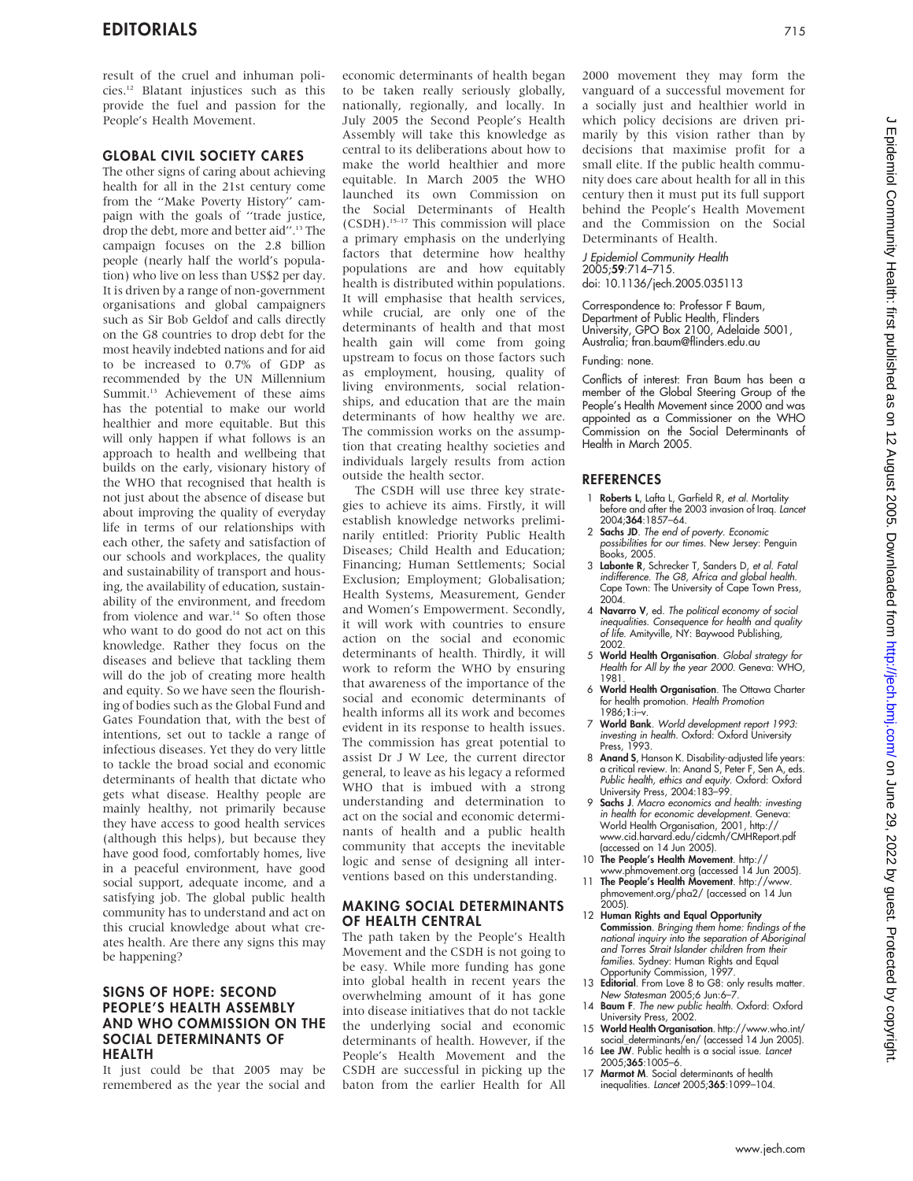result of the cruel and inhuman policies.[12] Blatant injustices such as this provide the fuel and passion for the People's Health Movement.

## GLOBAL CIVIL SOCIETY CARES

The other signs of caring about achieving health for all in the 21st century come from the "Make Poverty History" campaign with the goals of "trade justice, drop the debt, more and better aid".[13] The campaign focuses on the 2.8 billion people (nearly half the world's population) who live on less than US$2 per day. It is driven by a range of non-government organisations and global campaigners such as Sir Bob Geldof and calls directly on the G8 countries to drop debt for the most heavily indebted nations and for aid to be increased to 0.7% of GDP as recommended by the UN Millennium Summit.[13] Achievement of these aims has the potential to make our world healthier and more equitable. But this will only happen if what follows is an approach to health and wellbeing that builds on the early, visionary history of the WHO that recognised that health is not just about the absence of disease but about improving the quality of everyday life in terms of our relationships with each other, the safety and satisfaction of our schools and workplaces, the quality and sustainability of transport and housing, the availability of education, sustainability of the environment, and freedom from violence and war.[14] So often those who want to do good do not act on this knowledge. Rather they focus on the diseases and believe that tackling them will do the job of creating more health and equity. So we have seen the flourishing of bodies such as the Global Fund and Gates Foundation that, with the best of intentions, set out to tackle a range of infectious diseases. Yet they do very little to tackle the broad social and economic determinants of health that dictate who gets what disease. Healthy people are mainly healthy, not primarily because they have access to good health services (although this helps), but because they have good food, comfortably homes, live in a peaceful environment, have good social support, adequate income, and a satisfying job. The global public health community has to understand and act on this crucial knowledge about what creates health. Are there any signs this may be happening?

## SIGNS OF HOPE: SECOND PEOPLE'S HEALTH ASSEMBLY AND WHO COMMISSION ON THE SOCIAL DETERMINANTS OF HEALTH

It just could be that 2005 may be remembered as the year the social and economic determinants of health began to be taken really seriously globally, nationally, regionally, and locally. In July 2005 the Second People's Health Assembly will take this knowledge as central to its deliberations about how to make the world healthier and more equitable. In March 2005 the WHO launched its own Commission on the Social Determinants of Health (CSDH).[15–17] This commission will place a primary emphasis on the underlying factors that determine how healthy populations are and how equitably health is distributed within populations. It will emphasise that health services, while crucial, are only one of the determinants of health and that most health gain will come from going upstream to focus on those factors such as employment, housing, quality of living environments, social relationships, and education that are the main determinants of how healthy we are. The commission works on the assumption that creating healthy societies and individuals largely results from action outside the health sector.

The CSDH will use three key strategies to achieve its aims. Firstly, it will establish knowledge networks preliminarily entitled: Priority Public Health Diseases; Child Health and Education; Financing; Human Settlements; Social Exclusion; Employment; Globalisation; Health Systems, Measurement, Gender and Women's Empowerment. Secondly, it will work with countries to ensure action on the social and economic determinants of health. Thirdly, it will work to reform the WHO by ensuring that awareness of the importance of the social and economic determinants of health informs all its work and becomes evident in its response to health issues. The commission has great potential to assist Dr J W Lee, the current director general, to leave as his legacy a reformed WHO that is imbued with a strong understanding and determination to act on the social and economic determinants of health and a public health community that accepts the inevitable logic and sense of designing all interventions based on this understanding.

## MAKING SOCIAL DETERMINANTS OF HEALTH CENTRAL

The path taken by the People's Health Movement and the CSDH is not going to be easy. While more funding has gone into global health in recent years the overwhelming amount of it has gone into disease initiatives that do not tackle the underlying social and economic determinants of health. However, if the People's Health Movement and the CSDH are successful in picking up the baton from the earlier Health for All 2000 movement they may form the vanguard of a successful movement for a socially just and healthier world in which policy decisions are driven primarily by this vision rather than by decisions that maximise profit for a small elite. If the public health community does care about health for all in this century then it must put its full support behind the People's Health Movement and the Commission on the Social Determinants of Health.

*J Epidemiol Community Health* 2005;**59**:714–715.
doi: 10.1136/jech.2005.035113

Correspondence to: Professor F Baum, Department of Public Health, Flinders University, GPO Box 2100, Adelaide 5001, Australia; fran.baum@flinders.edu.au

Funding: none.

Conflicts of interest: Fran Baum has been a member of the Global Steering Group of the People's Health Movement since 2000 and was appointed as a Commissioner on the WHO Commission on the Social Determinants of Health in March 2005.

## REFERENCES

1. **Roberts L**, Lafta L, Garfield R, *et al*. Mortality before and after the 2003 invasion of Iraq. *Lancet* 2004;**364**:1857–64.
2. **Sachs JD**. *The end of poverty. Economic possibilities for our times*. New Jersey: Penguin Books, 2005.
3. **Labonte R**, Schrecker T, Sanders D, *et al*. *Fatal indifference. The G8, Africa and global health*. Cape Town: The University of Cape Town Press, 2004.
4. **Navarro V**, ed. *The political economy of social inequalities. Consequence for health and quality of life*. Amityville, NY: Baywood Publishing, 2002.
5. **World Health Organisation**. *Global strategy for Health for All by the year 2000*. Geneva: WHO, 1981.
6. **World Health Organisation**. The Ottawa Charter for health promotion. *Health Promotion* 1986;**1**:i–v.
7. **World Bank**. *World development report 1993: investing in health*. Oxford: Oxford University Press, 1993.
8. **Anand S**, Hanson K. Disability-adjusted life years: a critical review. In: Anand S, Peter F, Sen A, eds. *Public health, ethics and equity*. Oxford: Oxford University Press, 2004:183–99.
9. **Sachs J**. *Macro economics and health: investing in health for economic development*. Geneva: World Health Organisation, 2001, http://www.cid.harvard.edu/cidcmh/CMHReport.pdf (accessed on 14 Jun 2005).
10. **The People's Health Movement**. http://www.phmovement.org (accessed 14 Jun 2005).
11. **The People's Health Movement**. http://www.phmovement.org/pha2/ (accessed on 14 Jun 2005).
12. **Human Rights and Equal Opportunity Commission**. *Bringing them home: findings of the national inquiry into the separation of Aboriginal and Torres Strait Islander children from their families*. Sydney: Human Rights and Equal Opportunity Commission, 1997.
13. **Editorial**. From Love 8 to G8: only results matter. *New Statesman* 2005;6 Jun:6–7.
14. **Baum F**. *The new public health*. Oxford: Oxford University Press, 2002.
15. **World Health Organisation**. http://www.who.int/social_determinants/en/ (accessed 14 Jun 2005).
16. **Lee JW**. Public health is a social issue. *Lancet* 2005;**365**:1005–6.
17. **Marmot M**. Social determinants of health inequalities. *Lancet* 2005;**365**:1099–104.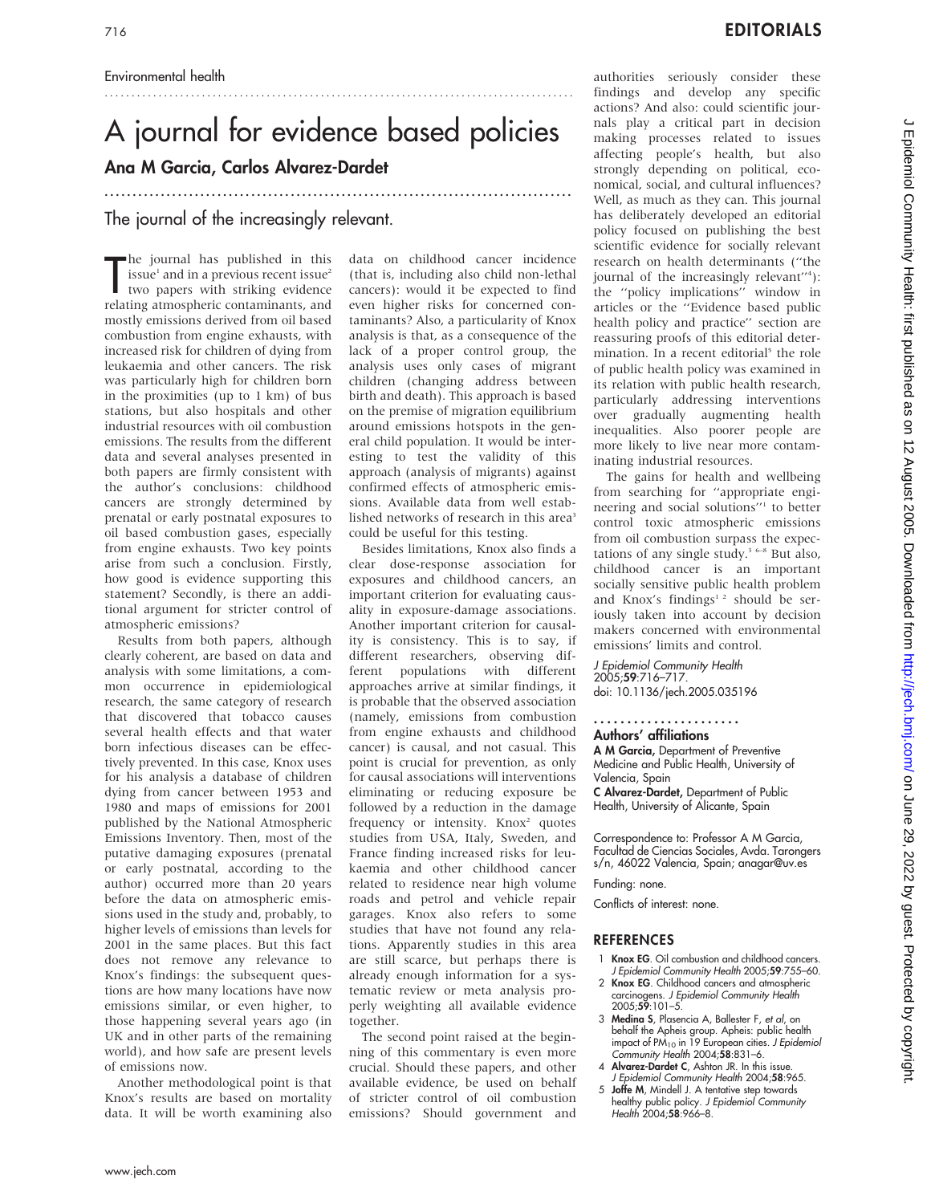Environmental health

# A journal for evidence based policies

## Ana M Garcia, Carlos Alvarez-Dardet

### The journal of the increasingly relevant.

The journal has published in this issue[1] and in a previous recent issue[2] two papers with striking evidence relating atmospheric contaminants, and mostly emissions derived from oil based combustion from engine exhausts, with increased risk for children of dying from leukaemia and other cancers. The risk was particularly high for children born in the proximities (up to 1 km) of bus stations, but also hospitals and other industrial resources with oil combustion emissions. The results from the different data and several analyses presented in both papers are firmly consistent with the author's conclusions: childhood cancers are strongly determined by prenatal or early postnatal exposures to oil based combustion gases, especially from engine exhausts. Two key points arise from such a conclusion. Firstly, how good is evidence supporting this statement? Secondly, is there an additional argument for stricter control of atmospheric emissions?

Results from both papers, although clearly coherent, are based on data and analysis with some limitations, a common occurrence in epidemiological research, the same category of research that discovered that tobacco causes several health effects and that water born infectious diseases can be effectively prevented. In this case, Knox uses for his analysis a database of children dying from cancer between 1953 and 1980 and maps of emissions for 2001 published by the National Atmospheric Emissions Inventory. Then, most of the putative damaging exposures (prenatal or early postnatal, according to the author) occurred more than 20 years before the data on atmospheric emissions used in the study and, probably, to higher levels of emissions than levels for 2001 in the same places. But this fact does not remove any relevance to Knox's findings: the subsequent questions are how many locations have now emissions similar, or even higher, to those happening several years ago (in UK and in other parts of the remaining world), and how safe are present levels of emissions now.

Another methodological point is that Knox's results are based on mortality data. It will be worth examining also data on childhood cancer incidence (that is, including also child non-lethal cancers): would it be expected to find even higher risks for concerned contaminants? Also, a particularity of Knox analysis is that, as a consequence of the lack of a proper control group, the analysis uses only cases of migrant children (changing address between birth and death). This approach is based on the premise of migration equilibrium around emissions hotspots in the general child population. It would be interesting to test the validity of this approach (analysis of migrants) against confirmed effects of atmospheric emissions. Available data from well established networks of research in this area[3] could be useful for this testing.

Besides limitations, Knox also finds a clear dose-response association for exposures and childhood cancers, an important criterion for evaluating causality in exposure-damage associations. Another important criterion for causality is consistency. This is to say, if different researchers, observing different populations with different approaches arrive at similar findings, it is probable that the observed association (namely, emissions from combustion from engine exhausts and childhood cancer) is causal, and not casual. This point is crucial for prevention, as only for causal associations will interventions eliminating or reducing exposure be followed by a reduction in the damage frequency or intensity. Knox[2] quotes studies from USA, Italy, Sweden, and France finding increased risks for leukaemia and other childhood cancer related to residence near high volume roads and petrol and vehicle repair garages. Knox also refers to some studies that have not found any relations. Apparently studies in this area are still scarce, but perhaps there is already enough information for a systematic review or meta analysis properly weighting all available evidence together.

The second point raised at the beginning of this commentary is even more crucial. Should these papers, and other available evidence, be used on behalf of stricter control of oil combustion emissions? Should government and authorities seriously consider these findings and develop any specific actions? And also: could scientific journals play a critical part in decision making processes related to issues affecting people's health, but also strongly depending on political, economical, social, and cultural influences? Well, as much as they can. This journal has deliberately developed an editorial policy focused on publishing the best scientific evidence for socially relevant research on health determinants ("the journal of the increasingly relevant"[4]): the "policy implications" window in articles or the "Evidence based public health policy and practice" section are reassuring proofs of this editorial determination. In a recent editorial[5] the role of public health policy was examined in its relation with public health research, particularly addressing interventions over gradually augmenting health inequalities. Also poorer people are more likely to live near more contaminating industrial resources.

The gains for health and wellbeing from searching for "appropriate engineering and social solutions"[1] to better control toxic atmospheric emissions from oil combustion surpass the expectations of any single study.[3,6–8] But also, childhood cancer is an important socially sensitive public health problem and Knox's findings[1,2] should be seriously taken into account by decision makers concerned with environmental emissions' limits and control.

*J Epidemiol Community Health* 2005;**59**:716–717.
doi: 10.1136/jech.2005.035196

### Authors' affiliations

**A M Garcia,** Department of Preventive Medicine and Public Health, University of Valencia, Spain
**C Alvarez-Dardet,** Department of Public Health, University of Alicante, Spain

Correspondence to: Professor A M Garcia, Facultad de Ciencias Sociales, Avda. Tarongers s/n, 46022 Valencia, Spain; anagar@uv.es

Funding: none.

Conflicts of interest: none.

## REFERENCES

1. **Knox EG**. Oil combustion and childhood cancers. *J Epidemiol Community Health* 2005;**59**:755–60.
2. **Knox EG**. Childhood cancers and atmospheric carcinogens. *J Epidemiol Community Health* 2005;**59**:101–5.
3. **Medina S**, Plasencia A, Ballester F, *et al*, on behalf the Apheis group. Apheis: public health impact of $PM_{10}$ in 19 European cities. *J Epidemiol Community Health* 2004;**58**:831–6.
4. **Alvarez-Dardet C**, Ashton JR. In this issue. *J Epidemiol Community Health* 2004;**58**:965.
5. **Joffe M**, Mindell J. A tentative step towards healthy public policy. *J Epidemiol Community Health* 2004;**58**:966–8.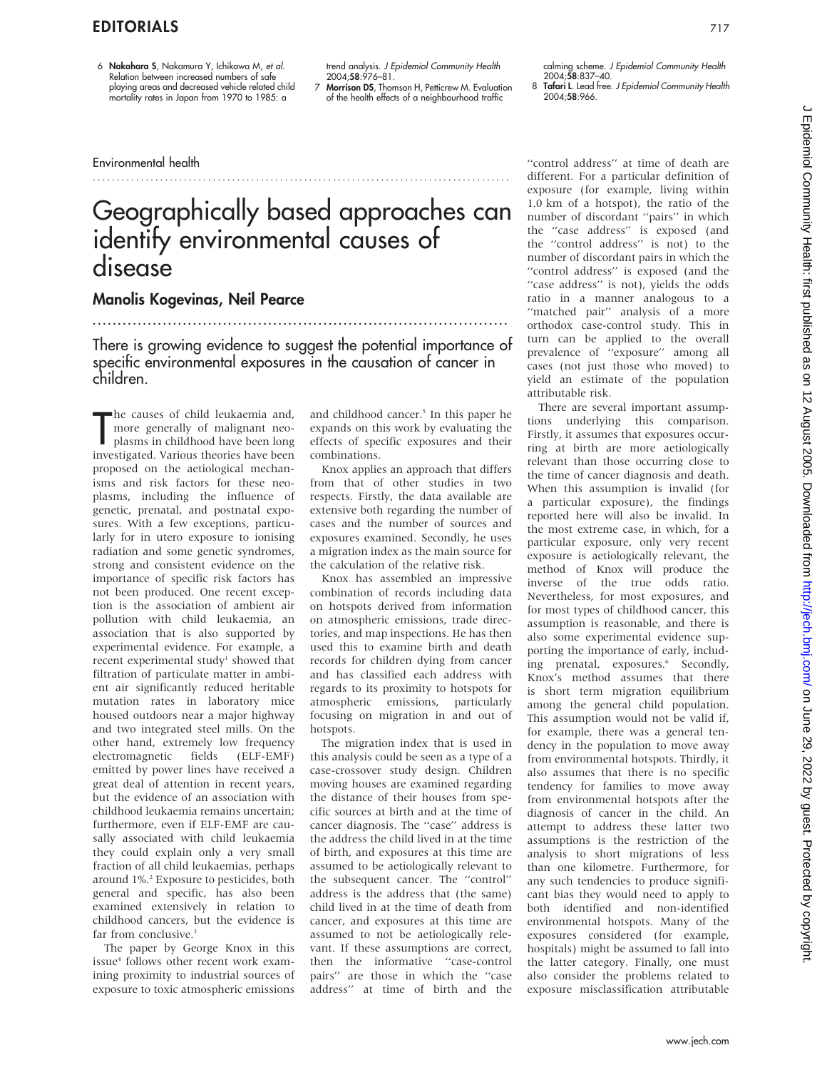6 **Nakahara S**, Nakamura Y, Ichikawa M, *et al*. Relation between increased numbers of safe playing areas and decreased vehicle related child mortality rates in Japan from 1970 to 1985: a trend analysis. *J Epidemiol Community Health* 2004;**58**:976–81.

7 **Morrison DS**, Thomson H, Petticrew M. Evaluation of the health effects of a neighbourhood traffic calming scheme. *J Epidemiol Community Health* 2004;**58**:837–40.

8 **Tafari L**. Lead free. *J Epidemiol Community Health* 2004;**58**:966.

Environmental health

# Geographically based approaches can identify environmental causes of disease

## Manolis Kogevinas, Neil Pearce

There is growing evidence to suggest the potential importance of specific environmental exposures in the causation of cancer in children.

The causes of child leukaemia and, more generally of malignant neoplasms in childhood have been long investigated. Various theories have been proposed on the aetiological mechanisms and risk factors for these neoplasms, including the influence of genetic, prenatal, and postnatal exposures. With a few exceptions, particularly for in utero exposure to ionising radiation and some genetic syndromes, strong and consistent evidence on the importance of specific risk factors has not been produced. One recent exception is the association of ambient air pollution with child leukaemia, an association that is also supported by experimental evidence. For example, a recent experimental study[1] showed that filtration of particulate matter in ambient air significantly reduced heritable mutation rates in laboratory mice housed outdoors near a major highway and two integrated steel mills. On the other hand, extremely low frequency electromagnetic fields (ELF-EMF) emitted by power lines have received a great deal of attention in recent years, but the evidence of an association with childhood leukaemia remains uncertain; furthermore, even if ELF-EMF are causally associated with child leukaemia they could explain only a very small fraction of all child leukaemias, perhaps around 1%.[2] Exposure to pesticides, both general and specific, has also been examined extensively in relation to childhood cancers, but the evidence is far from conclusive.[3]

The paper by George Knox in this issue[4] follows other recent work examining proximity to industrial sources of exposure to toxic atmospheric emissions and childhood cancer.[5] In this paper he expands on this work by evaluating the effects of specific exposures and their combinations.

Knox applies an approach that differs from that of other studies in two respects. Firstly, the data available are extensive both regarding the number of cases and the number of sources and exposures examined. Secondly, he uses a migration index as the main source for the calculation of the relative risk.

Knox has assembled an impressive combination of records including data on hotspots derived from information on atmospheric emissions, trade directories, and map inspections. He has then used this to examine birth and death records for children dying from cancer and has classified each address with regards to its proximity to hotspots for atmospheric emissions, particularly focusing on migration in and out of hotspots.

The migration index that is used in this analysis could be seen as a type of a case-crossover study design. Children moving houses are examined regarding the distance of their houses from specific sources at birth and at the time of cancer diagnosis. The "case" address is the address the child lived in at the time of birth, and exposures at this time are assumed to be aetiologically relevant to the subsequent cancer. The "control" address is the address that (the same) child lived in at the time of death from cancer, and exposures at this time are assumed to not be aetiologically relevant. If these assumptions are correct, then the informative "case-control pairs" are those in which the "case address" at time of birth and the "control address" at time of death are different. For a particular definition of exposure (for example, living within 1.0 km of a hotspot), the ratio of the number of discordant "pairs" in which the "case address" is exposed (and the "control address" is not) to the number of discordant pairs in which the "control address" is exposed (and the "case address" is not), yields the odds ratio in a manner analogous to a "matched pair" analysis of a more orthodox case-control study. This in turn can be applied to the overall prevalence of "exposure" among all cases (not just those who moved) to yield an estimate of the population attributable risk.

There are several important assumptions underlying this comparison. Firstly, it assumes that exposures occurring at birth are more aetiologically relevant than those occurring close to the time of cancer diagnosis and death. When this assumption is invalid (for a particular exposure), the findings reported here will also be invalid. In the most extreme case, in which, for a particular exposure, only very recent exposure is aetiologically relevant, the method of Knox will produce the inverse of the true odds ratio. Nevertheless, for most exposures, and for most types of childhood cancer, this assumption is reasonable, and there is also some experimental evidence supporting the importance of early, including prenatal, exposures.[6] Secondly, Knox's method assumes that there is short term migration equilibrium among the general child population. This assumption would not be valid if, for example, there was a general tendency in the population to move away from environmental hotspots. Thirdly, it also assumes that there is no specific tendency for families to move away from environmental hotspots after the diagnosis of cancer in the child. An attempt to address these latter two assumptions is the restriction of the analysis to short migrations of less than one kilometre. Furthermore, for any such tendencies to produce significant bias they would need to apply to both identified and non-identified environmental hotspots. Many of the exposures considered (for example, hospitals) might be assumed to fall into the latter category. Finally, one must also consider the problems related to exposure misclassification attributable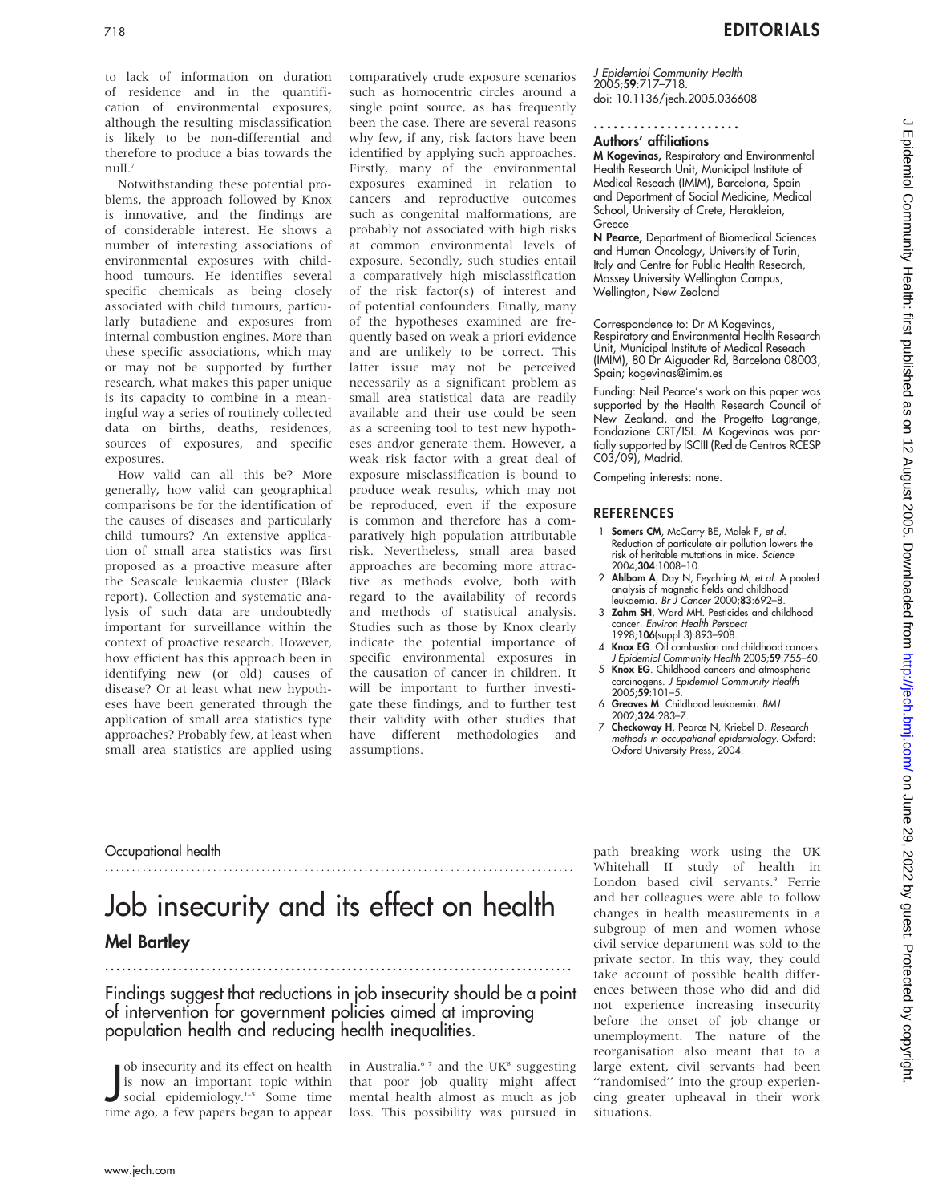to lack of information on duration of residence and in the quantification of environmental exposures, although the resulting misclassification is likely to be non-differential and therefore to produce a bias towards the null.[7]

Notwithstanding these potential problems, the approach followed by Knox is innovative, and the findings are of considerable interest. He shows a number of interesting associations of environmental exposures with childhood tumours. He identifies several specific chemicals as being closely associated with child tumours, particularly butadiene and exposures from internal combustion engines. More than these specific associations, which may or may not be supported by further research, what makes this paper unique is its capacity to combine in a meaningful way a series of routinely collected data on births, deaths, residences, sources of exposures, and specific exposures.

How valid can all this be? More generally, how valid can geographical comparisons be for the identification of the causes of diseases and particularly child tumours? An extensive application of small area statistics was first proposed as a proactive measure after the Seascale leukaemia cluster (Black report). Collection and systematic analysis of such data are undoubtedly important for surveillance within the context of proactive research. However, how efficient has this approach been in identifying new (or old) causes of disease? Or at least what new hypotheses have been generated through the application of small area statistics type approaches? Probably few, at least when small area statistics are applied using comparatively crude exposure scenarios such as homocentric circles around a single point source, as has frequently been the case. There are several reasons why few, if any, risk factors have been identified by applying such approaches. Firstly, many of the environmental exposures examined in relation to cancers and reproductive outcomes such as congenital malformations, are probably not associated with high risks at common environmental levels of exposure. Secondly, such studies entail a comparatively high misclassification of the risk factor(s) of interest and of potential confounders. Finally, many of the hypotheses examined are frequently based on weak a priori evidence and are unlikely to be correct. This latter issue may not be perceived necessarily as a significant problem as small area statistical data are readily available and their use could be seen as a screening tool to test new hypotheses and/or generate them. However, a weak risk factor with a great deal of exposure misclassification is bound to produce weak results, which may not be reproduced, even if the exposure is common and therefore has a comparatively high population attributable risk. Nevertheless, small area based approaches are becoming more attractive as methods evolve, both with regard to the availability of records and methods of statistical analysis. Studies such as those by Knox clearly indicate the potential importance of specific environmental exposures in the causation of cancer in children. It will be important to further investigate these findings, and to further test their validity with other studies that have different methodologies and assumptions.

*J Epidemiol Community Health* 2005;**59**:717–718.
doi: 10.1136/jech.2005.036608

### Authors' affiliations

**M Kogevinas,** Respiratory and Environmental Health Research Unit, Municipal Institute of Medical Reseach (IMIM), Barcelona, Spain and Department of Social Medicine, Medical School, University of Crete, Herakleion, Greece

**N Pearce,** Department of Biomedical Sciences and Human Oncology, University of Turin, Italy and Centre for Public Health Research, Massey University Wellington Campus, Wellington, New Zealand

Correspondence to: Dr M Kogevinas, Respiratory and Environmental Health Research Unit, Municipal Institute of Medical Reseach (IMIM), 80 Dr Aiguader Rd, Barcelona 08003, Spain; kogevinas@imim.es

Funding: Neil Pearce's work on this paper was supported by the Health Research Council of New Zealand, and the Progetto Lagrange, Fondazione CRT/ISI. M Kogevinas was partially supported by ISCIII (Red de Centros RCESP C03/09), Madrid.

Competing interests: none.

## REFERENCES

1. **Somers CM**, McCarry BE, Malek F, *et al*. Reduction of particulate air pollution lowers the risk of heritable mutations in mice. *Science* 2004;**304**:1008–10.
2. **Ahlbom A**, Day N, Feychting M, *et al*. A pooled analysis of magnetic fields and childhood leukaemia. *Br J Cancer* 2000;**83**:692–8.
3. **Zahm SH**, Ward MH. Pesticides and childhood cancer. *Environ Health Perspect* 1998;**106**(suppl 3):893–908.
4. **Knox EG**. Oil combustion and childhood cancers. *J Epidemiol Community Health* 2005;**59**:755–60.
5. **Knox EG**. Childhood cancers and atmospheric carcinogens. *J Epidemiol Community Health* 2005;**59**:101–5.
6. **Greaves M**. Childhood leukaemia. *BMJ* 2002;**324**:283–7.
7. **Checkoway H**, Pearce N, Kriebel D. *Research methods in occupational epidemiology*. Oxford: Oxford University Press, 2004.

Occupational health

# Job insecurity and its effect on health

## Mel Bartley

Findings suggest that reductions in job insecurity should be a point of intervention for government policies aimed at improving population health and reducing health inequalities.

Job insecurity and its effect on health is now an important topic within social epidemiology.[1–5] Some time time ago, a few papers began to appear in Australia,[6,7] and the UK[8] suggesting that poor job quality might affect mental health almost as much as job loss. This possibility was pursued in path breaking work using the UK Whitehall II study of health in London based civil servants.[9] Ferrie and her colleagues were able to follow changes in health measurements in a subgroup of men and women whose civil service department was sold to the private sector. In this way, they could take account of possible health differences between those who did and did not experience increasing insecurity before the onset of job change or unemployment. The nature of the reorganisation also meant that to a large extent, civil servants had been "randomised" into the group experiencing greater upheaval in their work situations.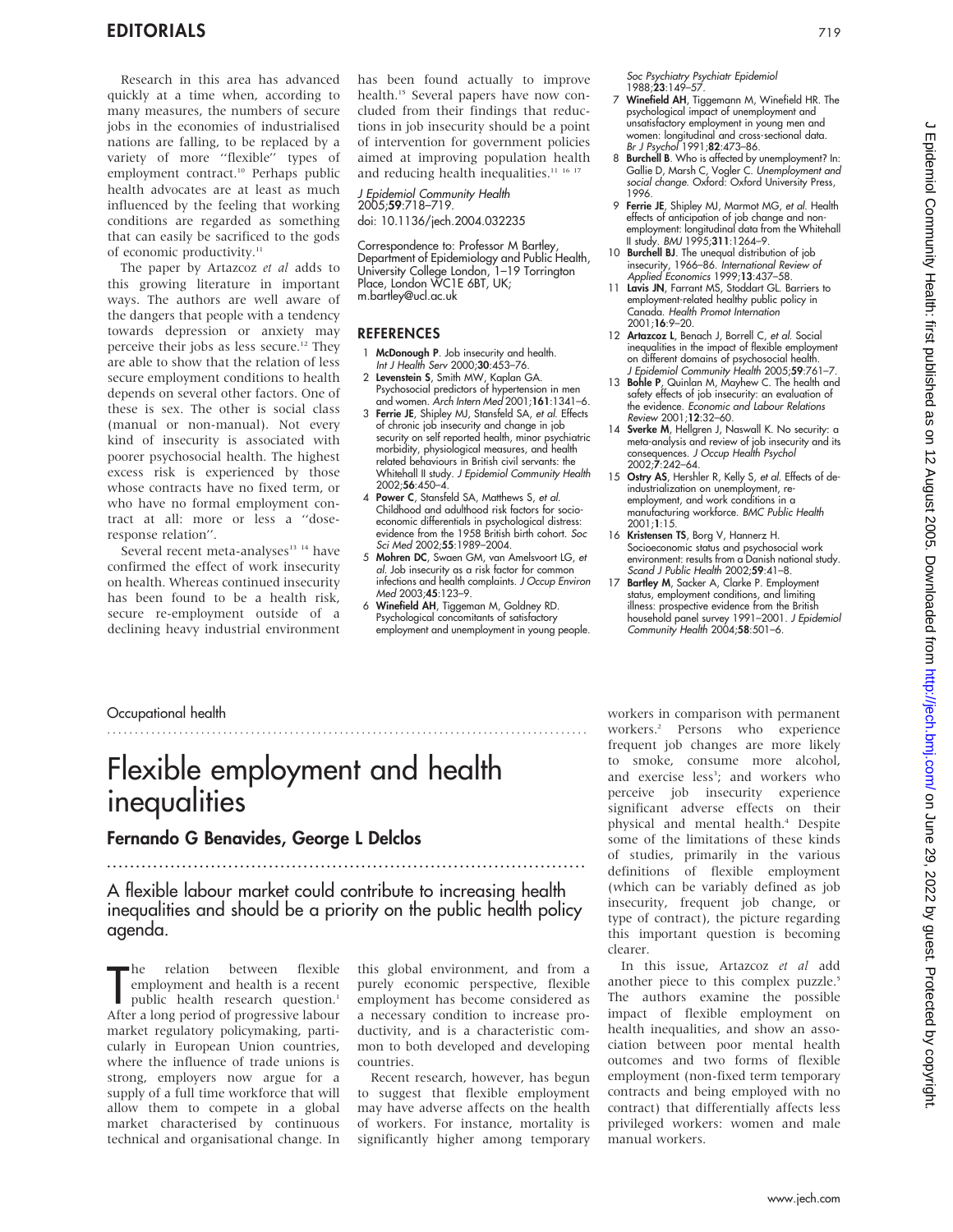Research in this area has advanced quickly at a time when, according to many measures, the numbers of secure jobs in the economies of industrialised nations are falling, to be replaced by a variety of more ''flexible'' types of employment contract.[10] Perhaps public health advocates are at least as much influenced by the feeling that working conditions are regarded as something that can easily be sacrificed to the gods of economic productivity.[11]

The paper by Artazcoz *et al* adds to this growing literature in important ways. The authors are well aware of the dangers that people with a tendency towards depression or anxiety may perceive their jobs as less secure.[12] They are able to show that the relation of less secure employment conditions to health depends on several other factors. One of these is sex. The other is social class (manual or non-manual). Not every kind of insecurity is associated with poorer psychosocial health. The highest excess risk is experienced by those whose contracts have no fixed term, or who have no formal employment contract at all: more or less a ''dose-response relation''.

Several recent meta-analyses[13 14] have confirmed the effect of work insecurity on health. Whereas continued insecurity has been found to be a health risk, secure re-employment outside of a declining heavy industrial environment has been found actually to improve health.[15] Several papers have now concluded from their findings that reductions in job insecurity should be a point of intervention for government policies aimed at improving population health and reducing health inequalities.[11 16 17]

*J Epidemiol Community Health* 2005;**59**:718–719.
doi: 10.1136/jech.2004.032235

Correspondence to: Professor M Bartley, Department of Epidemiology and Public Health, University College London, 1–19 Torrington Place, London WC1E 6BT, UK; m.bartley@ucl.ac.uk

## REFERENCES

1. **McDonough P**. Job insecurity and health. *Int J Health Serv* 2000;**30**:453–76.
2. **Levenstein S**, Smith MW, Kaplan GA. Psychosocial predictors of hypertension in men and women. *Arch Intern Med* 2001;**161**:1341–6.
3. **Ferrie JE**, Shipley MJ, Stansfeld SA, *et al*. Effects of chronic job insecurity and change in job security on self reported health, minor psychiatric morbidity, physiological measures, and health related behaviours in British civil servants: the Whitehall II study. *J Epidemiol Community Health* 2002;**56**:450–4.
4. **Power C**, Stansfeld SA, Matthews S, *et al*. Childhood and adulthood risk factors for socio-economic differentials in psychological distress: evidence from the 1958 British birth cohort. *Soc Sci Med* 2002;**55**:1989–2004.
5. **Mohren DC**, Swaen GM, van Amelsvoort LG, *et al*. Job insecurity as a risk factor for common infections and health complaints. *J Occup Environ Med* 2003;**45**:123–9.
6. **Winefield AH**, Tiggeman M, Goldney RD. Psychological concomitants of satisfactory employment and unemployment in young people. *Soc Psychiatry Psychiatr Epidemiol* 1988;**23**:149–57.
7. **Winefield AH**, Tiggemann M, Winefield HR. The psychological impact of unemployment and unsatisfactory employment in young men and women: longitudinal and cross-sectional data. *Br J Psychol* 1991;**82**:473–86.
8. **Burchell B**. Who is affected by unemployment? In: Gallie D, Marsh C, Vogler C. *Unemployment and social change.* Oxford: Oxford University Press, 1996.
9. **Ferrie JE**, Shipley MJ, Marmot MG, *et al*. Health effects of anticipation of job change and non-employment: longitudinal data from the Whitehall II study. *BMJ* 1995;**311**:1264–9.
10. **Burchell BJ**. The unequal distribution of job insecurity, 1966–86. *International Review of Applied Economics* 1999;**13**:437–58.
11. **Lavis JN**, Farrant MS, Stoddart GL. Barriers to employment-related healthy public policy in Canada. *Health Promot Internation* 2001;**16**:9–20.
12. **Artazcoz L**, Benach J, Borrell C, *et al*. Social inequalities in the impact of flexible employment on different domains of psychosocial health. *J Epidemiol Community Health* 2005;**59**:761–7.
13. **Bohle P**, Quinlan M, Mayhew C. The health and safety effects of job insecurity: an evaluation of the evidence. *Economic and Labour Relations Review* 2001;**12**:32–60.
14. **Sverke M**, Hellgren J, Naswall K. No security: a meta-analysis and review of job insecurity and its consequences. *J Occup Health Psychol* 2002;**7**:242–64.
15. **Ostry AS**, Hershler R, Kelly S, *et al*. Effects of de-industrialization on unemployment, re-employment, and work conditions in a manufacturing workforce. *BMC Public Health* 2001;**1**:15.
16. **Kristensen TS**, Borg V, Hannerz H. Socioeconomic status and psychosocial work environment: results from a Danish national study. *Scand J Public Health* 2002;**59**:41–8.
17. **Bartley M**, Sacker A, Clarke P. Employment status, employment conditions, and limiting illness: prospective evidence from the British household panel survey 1991–2001. *J Epidemiol Community Health* 2004;**58**:501–6.

Occupational health

# Flexible employment and health inequalities

## Fernando G Benavides, George L Delclos

**A flexible labour market could contribute to increasing health inequalities and should be a priority on the public health policy agenda.**

The relation between flexible employment and health is a recent public health research question.[1] After a long period of progressive labour market regulatory policymaking, particularly in European Union countries, where the influence of trade unions is strong, employers now argue for a supply of a full time workforce that will allow them to compete in a global market characterised by continuous technical and organisational change. In this global environment, and from a purely economic perspective, flexible employment has become considered as a necessary condition to increase productivity, and is a characteristic common to both developed and developing countries.

Recent research, however, has begun to suggest that flexible employment may have adverse affects on the health of workers. For instance, mortality is significantly higher among temporary workers in comparison with permanent workers.[2] Persons who experience frequent job changes are more likely to smoke, consume more alcohol, and exercise less[3]; and workers who perceive job insecurity experience significant adverse effects on their physical and mental health.[4] Despite some of the limitations of these kinds of studies, primarily in the various definitions of flexible employment (which can be variably defined as job insecurity, frequent job change, or type of contract), the picture regarding this important question is becoming clearer.

In this issue, Artazcoz *et al* add another piece to this complex puzzle.[5] The authors examine the possible impact of flexible employment on health inequalities, and show an association between poor mental health outcomes and two forms of flexible employment (non-fixed term temporary contracts and being employed with no contract) that differentially affects less privileged workers: women and male manual workers.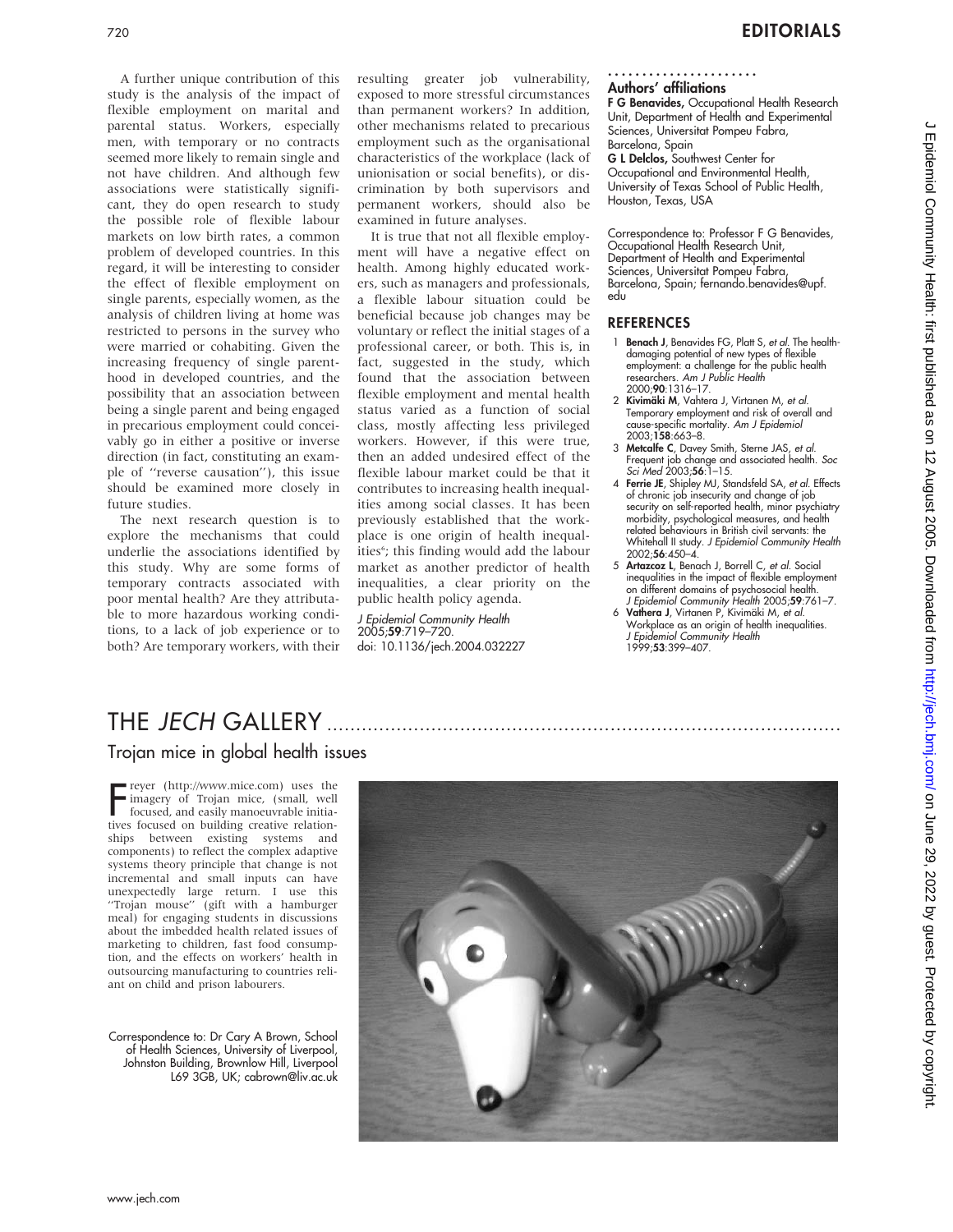A further unique contribution of this study is the analysis of the impact of flexible employment on marital and parental status. Workers, especially men, with temporary or no contracts seemed more likely to remain single and not have children. And although few associations were statistically significant, they do open research to study the possible role of flexible labour markets on low birth rates, a common problem of developed countries. In this regard, it will be interesting to consider the effect of flexible employment on single parents, especially women, as the analysis of children living at home was restricted to persons in the survey who were married or cohabiting. Given the increasing frequency of single parenthood in developed countries, and the possibility that an association between being a single parent and being engaged in precarious employment could conceivably go in either a positive or inverse direction (in fact, constituting an example of "reverse causation"), this issue should be examined more closely in future studies.

The next research question is to explore the mechanisms that could underlie the associations identified by this study. Why are some forms of temporary contracts associated with poor mental health? Are they attributable to more hazardous working conditions, to a lack of job experience or to both? Are temporary workers, with their resulting greater job vulnerability, exposed to more stressful circumstances than permanent workers? In addition, other mechanisms related to precarious employment such as the organisational characteristics of the workplace (lack of unionisation or social benefits), or discrimination by both supervisors and permanent workers, should also be examined in future analyses.

It is true that not all flexible employment will have a negative effect on health. Among highly educated workers, such as managers and professionals, a flexible labour situation could be beneficial because job changes may be voluntary or reflect the initial stages of a professional career, or both. This is, in fact, suggested in the study, which found that the association between flexible employment and mental health status varied as a function of social class, mostly affecting less privileged workers. However, if this were true, then an added undesired effect of the flexible labour market could be that it contributes to increasing health inequalities among social classes. It has been previously established that the workplace is one origin of health inequalities[6]; this finding would add the labour market as another predictor of health inequalities, a clear priority on the public health policy agenda.

*J Epidemiol Community Health* 2005;**59**:719–720.
doi: 10.1136/jech.2004.032227

### Authors' affiliations

**F G Benavides,** Occupational Health Research Unit, Department of Health and Experimental Sciences, Universitat Pompeu Fabra, Barcelona, Spain
**G L Delclos,** Southwest Center for Occupational and Environmental Health, University of Texas School of Public Health, Houston, Texas, USA

Correspondence to: Professor F G Benavides, Occupational Health Research Unit, Department of Health and Experimental Sciences, Universitat Pompeu Fabra, Barcelona, Spain; fernando.benavides@upf.edu

## REFERENCES

1. **Benach J**, Benavides FG, Platt S, *et al*. The health-damaging potential of new types of flexible employment: a challenge for the public health researchers. *Am J Public Health* 2000;**90**:1316–17.
2. **Kivimäki M**, Vahtera J, Virtanen M, *et al*. Temporary employment and risk of overall and cause-specific mortality. *Am J Epidemiol* 2003;**158**:663–8.
3. **Metcalfe C**, Davey Smith, Sterne JAS, *et al*. Frequent job change and associated health. *Soc Sci Med* 2003;**56**:1–15.
4. **Ferrie JE**, Shipley MJ, Standsfeld SA, *et al*. Effects of chronic job insecurity and change of job security on self-reported health, minor psychiatry morbidity, psychological measures, and health related behaviours in British civil servants: the Whitehall II study. *J Epidemiol Community Health* 2002;**56**:450–4.
5. **Artazcoz L**, Benach J, Borrell C, *et al*. Social inequalities in the impact of flexible employment on different domains of psychosocial health. *J Epidemiol Community Health* 2005;**59**:761–7.
6. **Vathera J**, Virtanen P, Kivimäki M, *et al*. Workplace as an origin of health inequalities. *J Epidemiol Community Health* 1999;**53**:399–407.

# THE *JECH* GALLERY

## Trojan mice in global health issues

Freyer (http://www.mice.com) uses the imagery of Trojan mice, (small, well focused, and easily manoeuvrable initiatives focused on building creative relationships between existing systems and components) to reflect the complex adaptive systems theory principle that change is not incremental and small inputs can have unexpectedly large return. I use this "Trojan mouse" (gift with a hamburger meal) for engaging students in discussions about the imbedded health related issues of marketing to children, fast food consumption, and the effects on workers' health in outsourcing manufacturing to countries reliant on child and prison labourers.

Correspondence to: Dr Cary A Brown, School of Health Sciences, University of Liverpool, Johnston Building, Brownlow Hill, Liverpool L69 3GB, UK; cabrown@liv.ac.uk